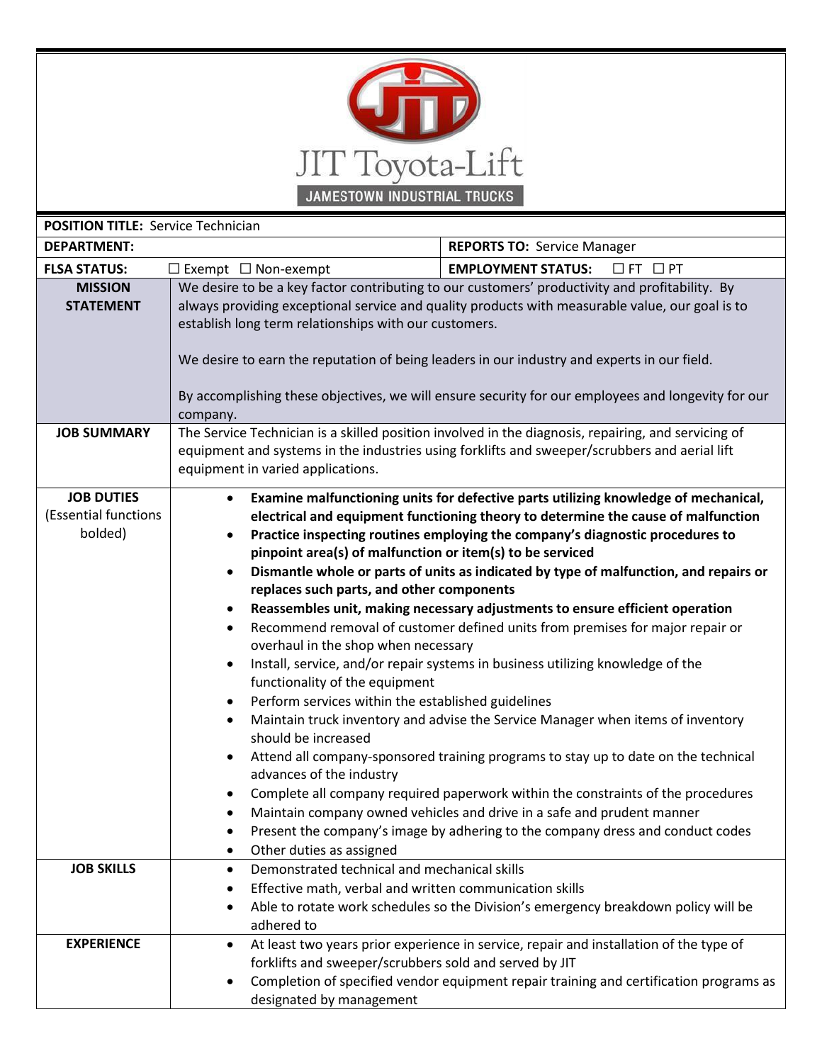JIT Toyota-Lift

JAMESTOWN INDUSTRIAL TRUCKS

| **POSITION TITLE:** Service Technician | | |
|---|---|---|
| **DEPARTMENT:** | | **REPORTS TO:** Service Manager |
| **FLSA STATUS:** | ☐ Exempt ☐ Non-exempt | **EMPLOYMENT STATUS:** ☐ FT ☐ PT |

| | |
|---|---|
| **MISSION STATEMENT** | We desire to be a key factor contributing to our customers' productivity and profitability. By always providing exceptional service and quality products with measurable value, our goal is to establish long term relationships with our customers.<br><br>We desire to earn the reputation of being leaders in our industry and experts in our field.<br><br>By accomplishing these objectives, we will ensure security for our employees and longevity for our company. |
| **JOB SUMMARY** | The Service Technician is a skilled position involved in the diagnosis, repairing, and servicing of equipment and systems in the industries using forklifts and sweeper/scrubbers and aerial lift equipment in varied applications. |
| **JOB DUTIES** (Essential functions bolded) | • **Examine malfunctioning units for defective parts utilizing knowledge of mechanical, electrical and equipment functioning theory to determine the cause of malfunction**<br>• **Practice inspecting routines employing the company's diagnostic procedures to pinpoint area(s) of malfunction or item(s) to be serviced**<br>• **Dismantle whole or parts of units as indicated by type of malfunction, and repairs or replaces such parts, and other components**<br>• **Reassembles unit, making necessary adjustments to ensure efficient operation**<br>• Recommend removal of customer defined units from premises for major repair or overhaul in the shop when necessary<br>• Install, service, and/or repair systems in business utilizing knowledge of the functionality of the equipment<br>• Perform services within the established guidelines<br>• Maintain truck inventory and advise the Service Manager when items of inventory should be increased<br>• Attend all company-sponsored training programs to stay up to date on the technical advances of the industry<br>• Complete all company required paperwork within the constraints of the procedures<br>• Maintain company owned vehicles and drive in a safe and prudent manner<br>• Present the company's image by adhering to the company dress and conduct codes<br>• Other duties as assigned |
| **JOB SKILLS** | • Demonstrated technical and mechanical skills<br>• Effective math, verbal and written communication skills<br>• Able to rotate work schedules so the Division's emergency breakdown policy will be adhered to |
| **EXPERIENCE** | • At least two years prior experience in service, repair and installation of the type of forklifts and sweeper/scrubbers sold and served by JIT<br>• Completion of specified vendor equipment repair training and certification programs as designated by management |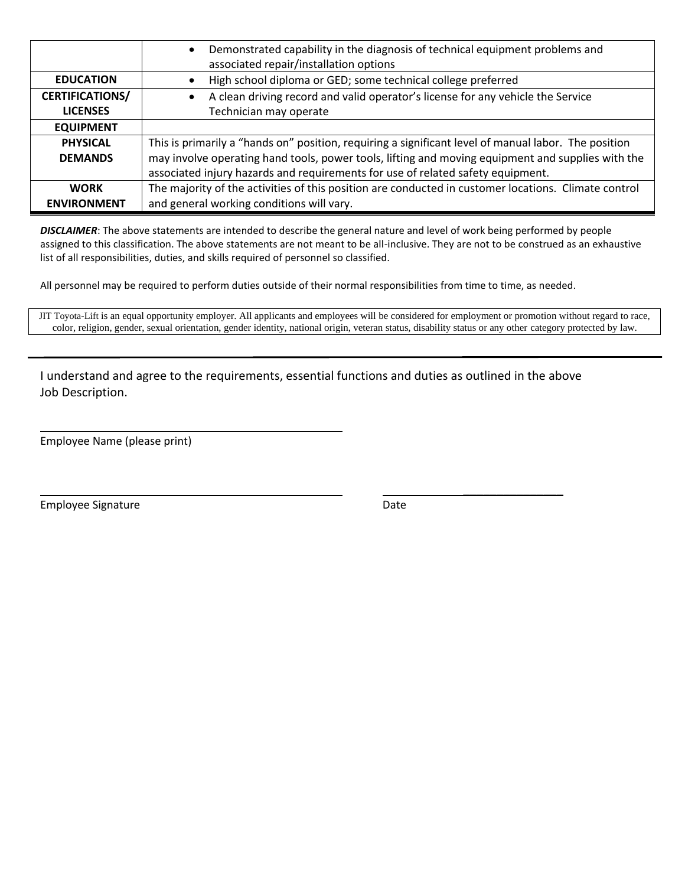| | |
|---|---|
| | • Demonstrated capability in the diagnosis of technical equipment problems and associated repair/installation options |
| **EDUCATION** | • High school diploma or GED; some technical college preferred |
| **CERTIFICATIONS/ LICENSES** | • A clean driving record and valid operator's license for any vehicle the Service Technician may operate |
| **EQUIPMENT** | |
| **PHYSICAL DEMANDS** | This is primarily a "hands on" position, requiring a significant level of manual labor. The position may involve operating hand tools, power tools, lifting and moving equipment and supplies with the associated injury hazards and requirements for use of related safety equipment. |
| **WORK ENVIRONMENT** | The majority of the activities of this position are conducted in customer locations. Climate control and general working conditions will vary. |

***DISCLAIMER***: The above statements are intended to describe the general nature and level of work being performed by people assigned to this classification. The above statements are not meant to be all-inclusive. They are not to be construed as an exhaustive list of all responsibilities, duties, and skills required of personnel so classified.

All personnel may be required to perform duties outside of their normal responsibilities from time to time, as needed.

JIT Toyota-Lift is an equal opportunity employer. All applicants and employees will be considered for employment or promotion without regard to race, color, religion, gender, sexual orientation, gender identity, national origin, veteran status, disability status or any other category protected by law.

---

I understand and agree to the requirements, essential functions and duties as outlined in the above Job Description.

_______________________________________
Employee Name (please print)

_______________________________________ _______________________
Employee Signature Date